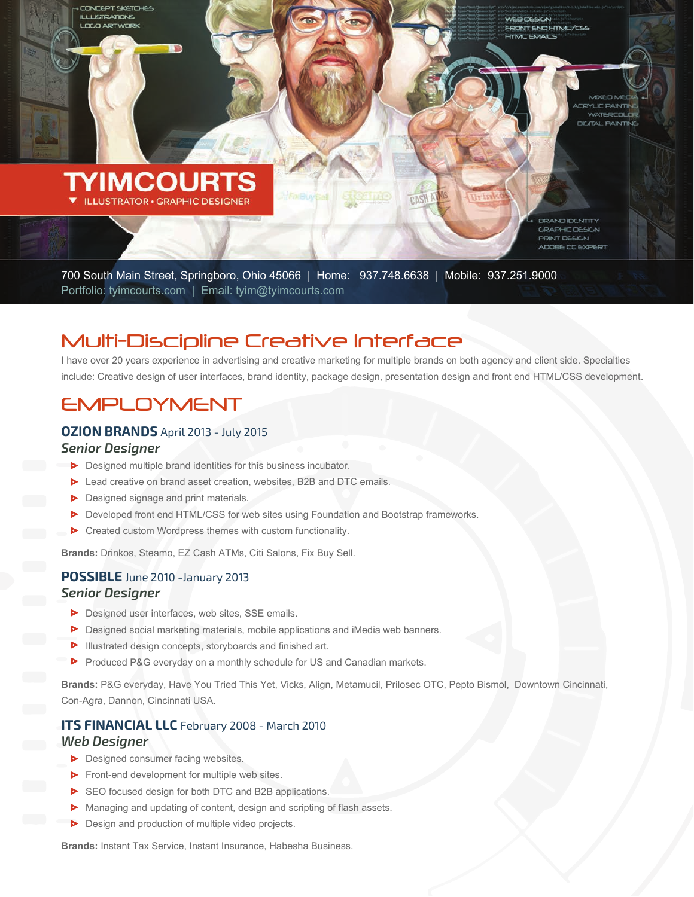# TYIMCOURTS

ILLUSTRATOR • GRAPHIC DESIGNER

CONCEPT SKETCHES
ILLUSTRATIONS
LOGO ARTWORK

WEB DESIGN
FRONT END HTML/CSS
HTML EMAILS

MIXED MEDIA
ACRYLIC PAINTING
WATERCOLOR
DIGITAL PAINTING

BRAND IDENTITY
GRAPHIC DESIGN
PRINT DESIGN
ADOBE CC EXPERT

700 South Main Street, Springboro, Ohio 45066 | Home: 937.748.6638 | Mobile: 937.251.9000
Portfolio: tyimcourts.com | Email: tyim@tyimcourts.com

## Multi-Discipline Creative Interface

I have over 20 years experience in advertising and creative marketing for multiple brands on both agency and client side. Specialties include: Creative design of user interfaces, brand identity, package design, presentation design and front end HTML/CSS development.

## EMPLOYMENT

### OZION BRANDS April 2013 - July 2015

*Senior Designer*

- Designed multiple brand identities for this business incubator.
- Lead creative on brand asset creation, websites, B2B and DTC emails.
- Designed signage and print materials.
- Developed front end HTML/CSS for web sites using Foundation and Bootstrap frameworks.
- Created custom Wordpress themes with custom functionality.

**Brands:** Drinkos, Steamo, EZ Cash ATMs, Citi Salons, Fix Buy Sell.

### POSSIBLE June 2010 -January 2013

*Senior Designer*

- Designed user interfaces, web sites, SSE emails.
- Designed social marketing materials, mobile applications and iMedia web banners.
- Illustrated design concepts, storyboards and finished art.
- Produced P&G everyday on a monthly schedule for US and Canadian markets.

**Brands:** P&G everyday, Have You Tried This Yet, Vicks, Align, Metamucil, Prilosec OTC, Pepto Bismol, Downtown Cincinnati, Con-Agra, Dannon, Cincinnati USA.

### ITS FINANCIAL LLC February 2008 - March 2010

*Web Designer*

- Designed consumer facing websites.
- Front-end development for multiple web sites.
- SEO focused design for both DTC and B2B applications.
- Managing and updating of content, design and scripting of flash assets.
- Design and production of multiple video projects.

**Brands:** Instant Tax Service, Instant Insurance, Habesha Business.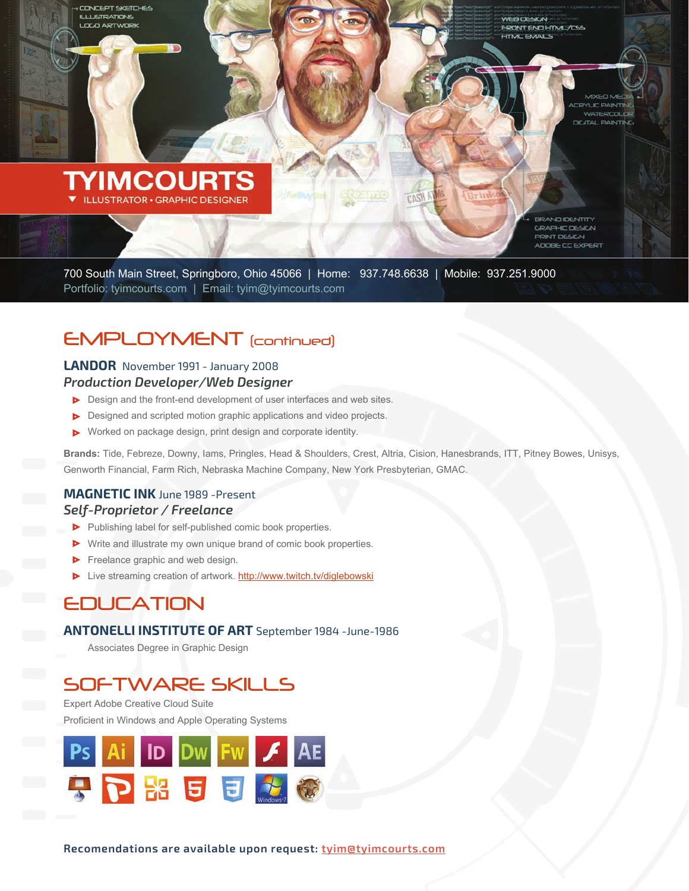# TYIMCOURTS

ILLUSTRATOR • GRAPHIC DESIGNER

CONCEPT SKETCHES
ILLUSTRATIONS
LOGO ARTWORK

WEB DESIGN
FRONT END HTML/CSS
HTML EMAILS

MIXED MEDIA
ACRYLIC PAINTING
WATERCOLOR
DIGITAL PAINTING

BRAND IDENTITY
GRAPHIC DESIGN
PRINT DESIGN
ADOBE CC EXPERT

700 South Main Street, Springboro, Ohio 45066 | Home: 937.748.6638 | Mobile: 937.251.9000
Portfolio: tyimcourts.com | Email: tyim@tyimcourts.com

## EMPLOYMENT (continued)

### LANDOR November 1991 - January 2008

***Production Developer/Web Designer***

- Design and the front-end development of user interfaces and web sites.
- Designed and scripted motion graphic applications and video projects.
- Worked on package design, print design and corporate identity.

**Brands:** Tide, Febreze, Downy, Iams, Pringles, Head & Shoulders, Crest, Altria, Cision, Hanesbrands, ITT, Pitney Bowes, Unisys, Genworth Financial, Farm Rich, Nebraska Machine Company, New York Presbyterian, GMAC.

### MAGNETIC INK June 1989 -Present

***Self-Proprietor / Freelance***

- Publishing label for self-published comic book properties.
- Write and illustrate my own unique brand of comic book properties.
- Freelance graphic and web design.
- Live streaming creation of artwork. http://www.twitch.tv/diglebowski

## EDUCATION

### ANTONELLI INSTITUTE OF ART September 1984 -June-1986

Associates Degree in Graphic Design

## SOFTWARE SKILLS

Expert Adobe Creative Cloud Suite

Proficient in Windows and Apple Operating Systems

**Recomendations are available upon request: tyim@tyimcourts.com**